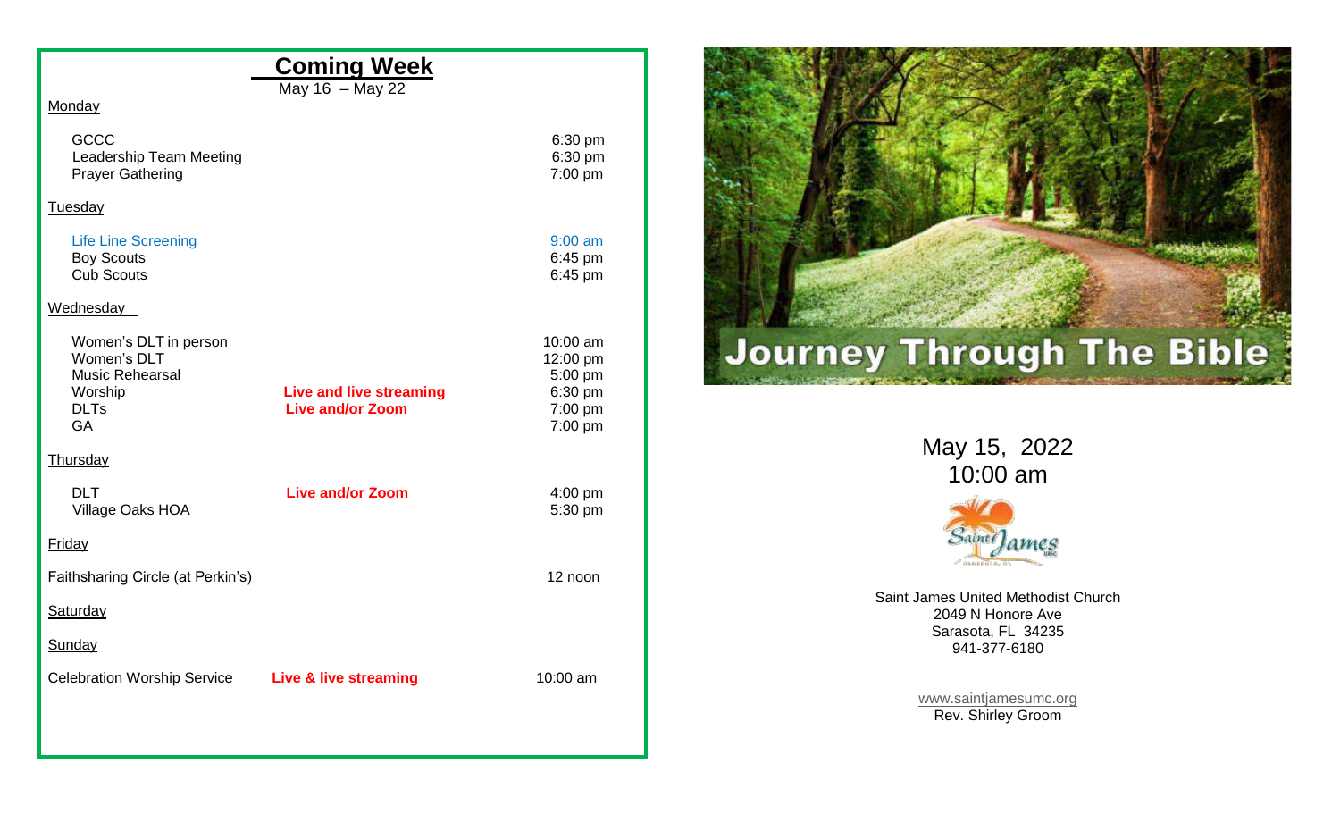## Coming Week

May 16 – May 22

Monday

| | | |
|---|---|---|
| GCCC | | 6:30 pm |
| Leadership Team Meeting | | 6:30 pm |
| Prayer Gathering | | 7:00 pm |

Tuesday

| | | |
|---|---|---|
| Life Line Screening | | 9:00 am |
| Boy Scouts | | 6:45 pm |
| Cub Scouts | | 6:45 pm |

Wednesday

| | | |
|---|---|---|
| Women's DLT in person | | 10:00 am |
| Women's DLT | | 12:00 pm |
| Music Rehearsal | | 5:00 pm |
| Worship | **Live and live streaming** | 6:30 pm |
| DLTs | **Live and/or Zoom** | 7:00 pm |
| GA | | 7:00 pm |

Thursday

| | | |
|---|---|---|
| DLT | **Live and/or Zoom** | 4:00 pm |
| Village Oaks HOA | | 5:30 pm |

Friday

Faithsharing Circle (at Perkin's) — 12 noon

Saturday

Sunday

Celebration Worship Service — **Live & live streaming** — 10:00 am

# Journey Through The Bible

May 15, 2022
10:00 am

Saint James United Methodist Church
2049 N Honore Ave
Sarasota, FL 34235
941-377-6180

www.saintjamesumc.org
Rev. Shirley Groom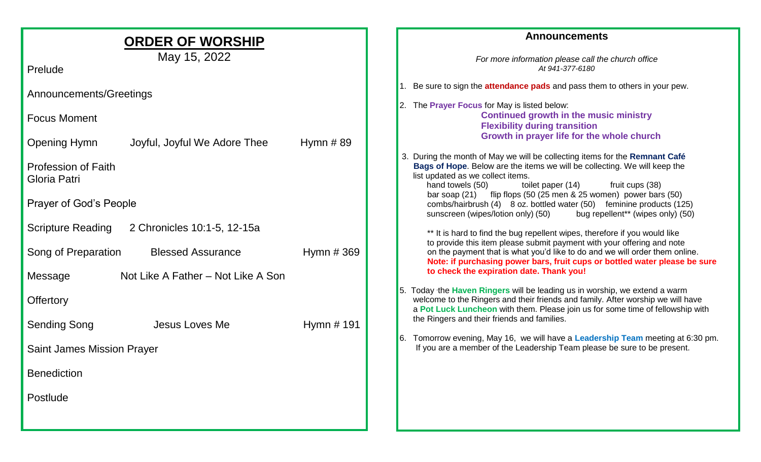# ORDER OF WORSHIP

May 15, 2022

Prelude

Announcements/Greetings

Focus Moment

Opening Hymn — Joyful, Joyful We Adore Thee — Hymn # 89

Profession of Faith
Gloria Patri

Prayer of God's People

Scripture Reading — 2 Chronicles 10:1-5, 12-15a

Song of Preparation — Blessed Assurance — Hymn # 369

Message — Not Like A Father – Not Like A Son

Offertory

Sending Song — Jesus Loves Me — Hymn # 191

Saint James Mission Prayer

Benediction

Postlude

## Announcements

*For more information please call the church office*
*At 941-377-6180*

1. Be sure to sign the **attendance pads** and pass them to others in your pew.

2. The **Prayer Focus** for May is listed below:
   **Continued growth in the music ministry**
   **Flexibility during transition**
   **Growth in prayer life for the whole church**

3. During the month of May we will be collecting items for the **Remnant Café Bags of Hope**. Below are the items we will be collecting. We will keep the list updated as we collect items.
   hand towels (50) toilet paper (14) fruit cups (38)
   bar soap (21) flip flops (50 (25 men & 25 women) power bars (50)
   combs/hairbrush (4) 8 oz. bottled water (50) feminine products (125)
   sunscreen (wipes/lotion only) (50) bug repellent** (wipes only) (50)

   ** It is hard to find the bug repellent wipes, therefore if you would like to provide this item please submit payment with your offering and note on the payment that is what you'd like to do and we will order them online.
   **Note: if purchasing power bars, fruit cups or bottled water please be sure to check the expiration date. Thank you!**

5. Today the **Haven Ringers** will be leading us in worship, we extend a warm welcome to the Ringers and their friends and family. After worship we will have a **Pot Luck Luncheon** with them. Please join us for some time of fellowship with the Ringers and their friends and families.

6. Tomorrow evening, May 16, we will have a **Leadership Team** meeting at 6:30 pm. If you are a member of the Leadership Team please be sure to be present.